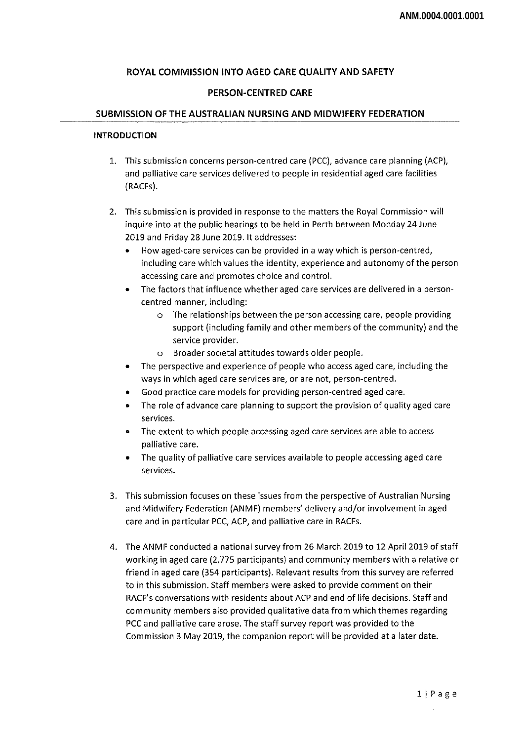# ROYAL COMMISSION INTO AGED CARE QUALITY AND SAFETY

## PERSON-CENTRED CARE

## SUBMISSION OF THE AUSTRALIAN NURSING AND MIDWIFERY FEDERATION

### INTRODUCTION

1. This submission concerns person-centred care (PCC), advance care planning (ACP), and palliative care services delivered to people in residential aged care facilities (RACFs).

2. This submission is provided in response to the matters the Royal Commission will inquire into at the public hearings to be held in Perth between Monday 24 June 2019 and Friday 28 June 2019. It addresses:
   - How aged-care services can be provided in a way which is person-centred, including care which values the identity, experience and autonomy of the person accessing care and promotes choice and control.
   - The factors that influence whether aged care services are delivered in a person-centred manner, including:
     - The relationships between the person accessing care, people providing support (including family and other members of the community) and the service provider.
     - Broader societal attitudes towards older people.
   - The perspective and experience of people who access aged care, including the ways in which aged care services are, or are not, person-centred.
   - Good practice care models for providing person-centred aged care.
   - The role of advance care planning to support the provision of quality aged care services.
   - The extent to which people accessing aged care services are able to access palliative care.
   - The quality of palliative care services available to people accessing aged care services.

3. This submission focuses on these issues from the perspective of Australian Nursing and Midwifery Federation (ANMF) members' delivery and/or involvement in aged care and in particular PCC, ACP, and palliative care in RACFs.

4. The ANMF conducted a national survey from 26 March 2019 to 12 April 2019 of staff working in aged care (2,775 participants) and community members with a relative or friend in aged care (354 participants). Relevant results from this survey are referred to in this submission. Staff members were asked to provide comment on their RACF's conversations with residents about ACP and end of life decisions. Staff and community members also provided qualitative data from which themes regarding PCC and palliative care arose. The staff survey report was provided to the Commission 3 May 2019, the companion report will be provided at a later date.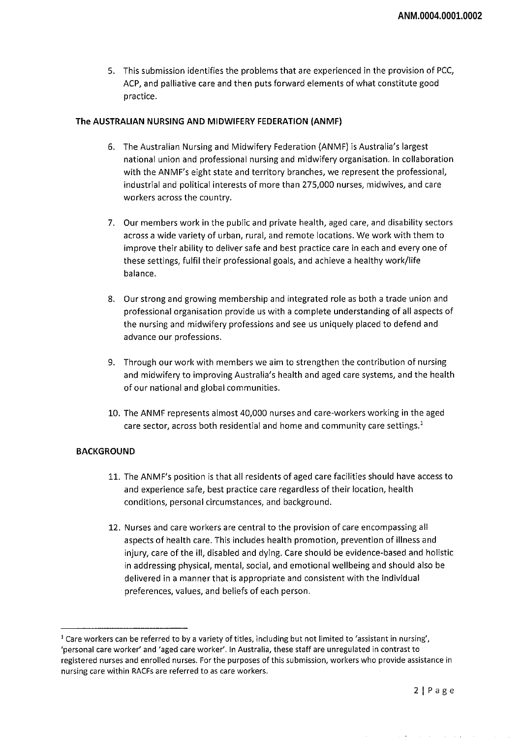5. This submission identifies the problems that are experienced in the provision of PCC, ACP, and palliative care and then puts forward elements of what constitute good practice.

**The AUSTRALIAN NURSING AND MIDWIFERY FEDERATION (ANMF)**

6. The Australian Nursing and Midwifery Federation (ANMF) is Australia's largest national union and professional nursing and midwifery organisation. In collaboration with the ANMF's eight state and territory branches, we represent the professional, industrial and political interests of more than 275,000 nurses, midwives, and care workers across the country.

7. Our members work in the public and private health, aged care, and disability sectors across a wide variety of urban, rural, and remote locations. We work with them to improve their ability to deliver safe and best practice care in each and every one of these settings, fulfil their professional goals, and achieve a healthy work/life balance.

8. Our strong and growing membership and integrated role as both a trade union and professional organisation provide us with a complete understanding of all aspects of the nursing and midwifery professions and see us uniquely placed to defend and advance our professions.

9. Through our work with members we aim to strengthen the contribution of nursing and midwifery to improving Australia's health and aged care systems, and the health of our national and global communities.

10. The ANMF represents almost 40,000 nurses and care-workers working in the aged care sector, across both residential and home and community care settings.[1]

**BACKGROUND**

11. The ANMF's position is that all residents of aged care facilities should have access to and experience safe, best practice care regardless of their location, health conditions, personal circumstances, and background.

12. Nurses and care workers are central to the provision of care encompassing all aspects of health care. This includes health promotion, prevention of illness and injury, care of the ill, disabled and dying. Care should be evidence-based and holistic in addressing physical, mental, social, and emotional wellbeing and should also be delivered in a manner that is appropriate and consistent with the individual preferences, values, and beliefs of each person.

---

[1] Care workers can be referred to by a variety of titles, including but not limited to 'assistant in nursing', 'personal care worker' and 'aged care worker'. In Australia, these staff are unregulated in contrast to registered nurses and enrolled nurses. For the purposes of this submission, workers who provide assistance in nursing care within RACFs are referred to as care workers.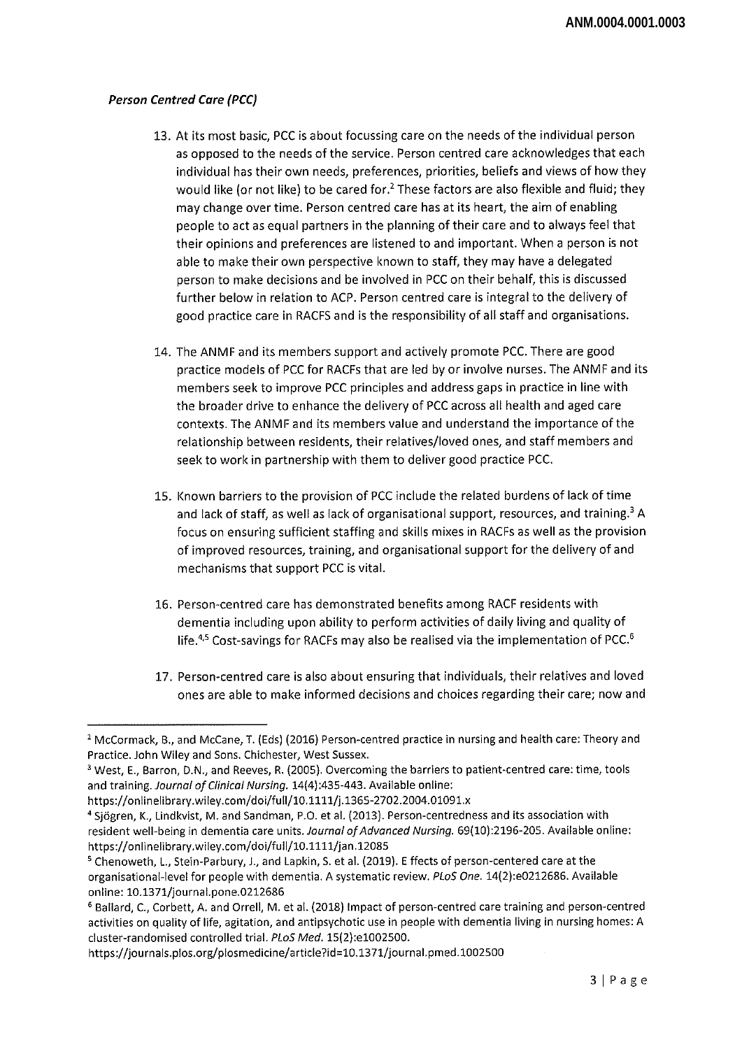### *Person Centred Care (PCC)*

13. At its most basic, PCC is about focussing care on the needs of the individual person as opposed to the needs of the service. Person centred care acknowledges that each individual has their own needs, preferences, priorities, beliefs and views of how they would like (or not like) to be cared for.[2] These factors are also flexible and fluid; they may change over time. Person centred care has at its heart, the aim of enabling people to act as equal partners in the planning of their care and to always feel that their opinions and preferences are listened to and important. When a person is not able to make their own perspective known to staff, they may have a delegated person to make decisions and be involved in PCC on their behalf, this is discussed further below in relation to ACP. Person centred care is integral to the delivery of good practice care in RACFS and is the responsibility of all staff and organisations.

14. The ANMF and its members support and actively promote PCC. There are good practice models of PCC for RACFs that are led by or involve nurses. The ANMF and its members seek to improve PCC principles and address gaps in practice in line with the broader drive to enhance the delivery of PCC across all health and aged care contexts. The ANMF and its members value and understand the importance of the relationship between residents, their relatives/loved ones, and staff members and seek to work in partnership with them to deliver good practice PCC.

15. Known barriers to the provision of PCC include the related burdens of lack of time and lack of staff, as well as lack of organisational support, resources, and training.[3] A focus on ensuring sufficient staffing and skills mixes in RACFs as well as the provision of improved resources, training, and organisational support for the delivery of and mechanisms that support PCC is vital.

16. Person-centred care has demonstrated benefits among RACF residents with dementia including upon ability to perform activities of daily living and quality of life.[4,5] Cost-savings for RACFs may also be realised via the implementation of PCC.[6]

17. Person-centred care is also about ensuring that individuals, their relatives and loved ones are able to make informed decisions and choices regarding their care; now and

---

[2] McCormack, B., and McCane, T. (Eds) (2016) Person-centred practice in nursing and health care: Theory and Practice. John Wiley and Sons. Chichester, West Sussex.

[3] West, E., Barron, D.N., and Reeves, R. (2005). Overcoming the barriers to patient-centred care: time, tools and training. *Journal of Clinical Nursing.* 14(4):435-443. Available online: https://onlinelibrary.wiley.com/doi/full/10.1111/j.1365-2702.2004.01091.x

[4] Sjögren, K., Lindkvist, M. and Sandman, P.O. et al. (2013). Person-centredness and its association with resident well-being in dementia care units. *Journal of Advanced Nursing.* 69(10):2196-205. Available online: https://onlinelibrary.wiley.com/doi/full/10.1111/jan.12085

[5] Chenoweth, L., Stein-Parbury, J., and Lapkin, S. et al. (2019). E ffects of person-centered care at the organisational-level for people with dementia. A systematic review. *PLoS One.* 14(2):e0212686. Available online: 10.1371/journal.pone.0212686

[6] Ballard, C., Corbett, A. and Orrell, M. et al. (2018) Impact of person-centred care training and person-centred activities on quality of life, agitation, and antipsychotic use in people with dementia living in nursing homes: A cluster-randomised controlled trial. *PLoS Med.* 15(2):e1002500. https://journals.plos.org/plosmedicine/article?id=10.1371/journal.pmed.1002500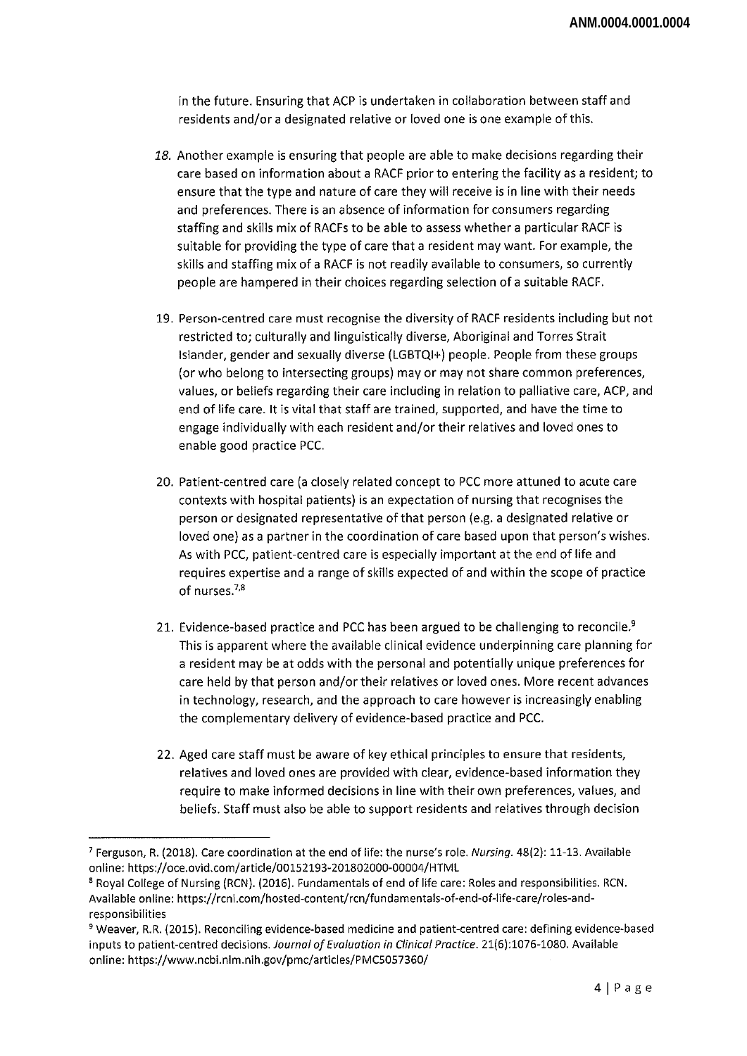in the future. Ensuring that ACP is undertaken in collaboration between staff and residents and/or a designated relative or loved one is one example of this.

18. Another example is ensuring that people are able to make decisions regarding their care based on information about a RACF prior to entering the facility as a resident; to ensure that the type and nature of care they will receive is in line with their needs and preferences. There is an absence of information for consumers regarding staffing and skills mix of RACFs to be able to assess whether a particular RACF is suitable for providing the type of care that a resident may want. For example, the skills and staffing mix of a RACF is not readily available to consumers, so currently people are hampered in their choices regarding selection of a suitable RACF.

19. Person-centred care must recognise the diversity of RACF residents including but not restricted to; culturally and linguistically diverse, Aboriginal and Torres Strait Islander, gender and sexually diverse (LGBTQI+) people. People from these groups (or who belong to intersecting groups) may or may not share common preferences, values, or beliefs regarding their care including in relation to palliative care, ACP, and end of life care. It is vital that staff are trained, supported, and have the time to engage individually with each resident and/or their relatives and loved ones to enable good practice PCC.

20. Patient-centred care (a closely related concept to PCC more attuned to acute care contexts with hospital patients) is an expectation of nursing that recognises the person or designated representative of that person (e.g. a designated relative or loved one) as a partner in the coordination of care based upon that person's wishes. As with PCC, patient-centred care is especially important at the end of life and requires expertise and a range of skills expected of and within the scope of practice of nurses.[7,8]

21. Evidence-based practice and PCC has been argued to be challenging to reconcile.[9] This is apparent where the available clinical evidence underpinning care planning for a resident may be at odds with the personal and potentially unique preferences for care held by that person and/or their relatives or loved ones. More recent advances in technology, research, and the approach to care however is increasingly enabling the complementary delivery of evidence-based practice and PCC.

22. Aged care staff must be aware of key ethical principles to ensure that residents, relatives and loved ones are provided with clear, evidence-based information they require to make informed decisions in line with their own preferences, values, and beliefs. Staff must also be able to support residents and relatives through decision

---

[7] Ferguson, R. (2018). Care coordination at the end of life: the nurse's role. *Nursing*. 48(2): 11-13. Available online: https://oce.ovid.com/article/00152193-201802000-00004/HTML

[8] Royal College of Nursing (RCN). (2016). Fundamentals of end of life care: Roles and responsibilities. RCN. Available online: https://rcni.com/hosted-content/rcn/fundamentals-of-end-of-life-care/roles-and-responsibilities

[9] Weaver, R.R. (2015). Reconciling evidence-based medicine and patient-centred care: defining evidence-based inputs to patient-centred decisions. *Journal of Evaluation in Clinical Practice*. 21(6):1076-1080. Available online: https://www.ncbi.nlm.nih.gov/pmc/articles/PMC5057360/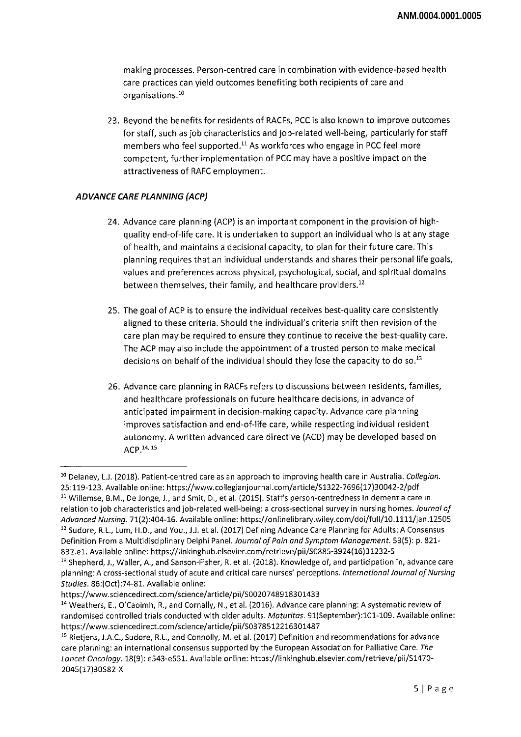making processes. Person-centred care in combination with evidence-based health care practices can yield outcomes benefiting both recipients of care and organisations.[10]

23. Beyond the benefits for residents of RACFs, PCC is also known to improve outcomes for staff, such as job characteristics and job-related well-being, particularly for staff members who feel supported.[11] As workforces who engage in PCC feel more competent, further implementation of PCC may have a positive impact on the attractiveness of RAFC employment.

### *ADVANCE CARE PLANNING (ACP)*

24. Advance care planning (ACP) is an important component in the provision of high-quality end-of-life care. It is undertaken to support an individual who is at any stage of health, and maintains a decisional capacity, to plan for their future care. This planning requires that an individual understands and shares their personal life goals, values and preferences across physical, psychological, social, and spiritual domains between themselves, their family, and healthcare providers.[12]

25. The goal of ACP is to ensure the individual receives best-quality care consistently aligned to these criteria. Should the individual's criteria shift then revision of the care plan may be required to ensure they continue to receive the best-quality care. The ACP may also include the appointment of a trusted person to make medical decisions on behalf of the individual should they lose the capacity to do so.[13]

26. Advance care planning in RACFs refers to discussions between residents, families, and healthcare professionals on future healthcare decisions, in advance of anticipated impairment in decision-making capacity. Advance care planning improves satisfaction and end-of-life care, while respecting individual resident autonomy. A written advanced care directive (ACD) may be developed based on ACP.[14, 15]

---

[10] Delaney, L.J. (2018). Patient-centred care as an approach to improving health care in Australia. *Collegian*. 25:119-123. Available online: https://www.collegianjournal.com/article/S1322-7696(17)30042-2/pdf

[11] Willemse, B.M., De Jonge, J., and Smit, D., et al. (2015). Staff's person-centredness in dementia care in relation to job characteristics and job-related well-being: a cross-sectional survey in nursing homes. *Journal of Advanced Nursing*. 71(2):404-16. Available online: https://onlinelibrary.wiley.com/doi/full/10.1111/jan.12505

[12] Sudore, R.L., Lum, H.D., and You., J.J. et al. (2017) Defining Advance Care Planning for Adults: A Consensus Definition From a Multidisciplinary Delphi Panel. *Journal of Pain and Symptom Management*. 53(5): p. 821-832.e1. Available online: https://linkinghub.elsevier.com/retrieve/pii/S0885-3924(16)31232-5

[13] Shepherd, J., Waller, A., and Sanson-Fisher, R. et al. (2018). Knowledge of, and participation in, advance care planning: A cross-sectional study of acute and critical care nurses' perceptions. *International Journal of Nursing Studies*. 86:(Oct):74-81. Available online: https://www.sciencedirect.com/science/article/pii/S0020748918301433

[14] Weathers, E., O'Caoimh, R., and Cornally, N., et al. (2016). Advance care planning: A systematic review of randomised controlled trials conducted with older adults. *Maturitas*. 91(September):101-109. Available online: https://www.sciencedirect.com/science/article/pii/S0378512216301487

[15] Rietjens, J.A.C., Sudore, R.L., and Connolly, M. et al. (2017) Definition and recommendations for advance care planning: an international consensus supported by the European Association for Palliative Care. *The Lancet Oncology*. 18(9): e543-e551. Available online: https://linkinghub.elsevier.com/retrieve/pii/S1470-2045(17)30582-X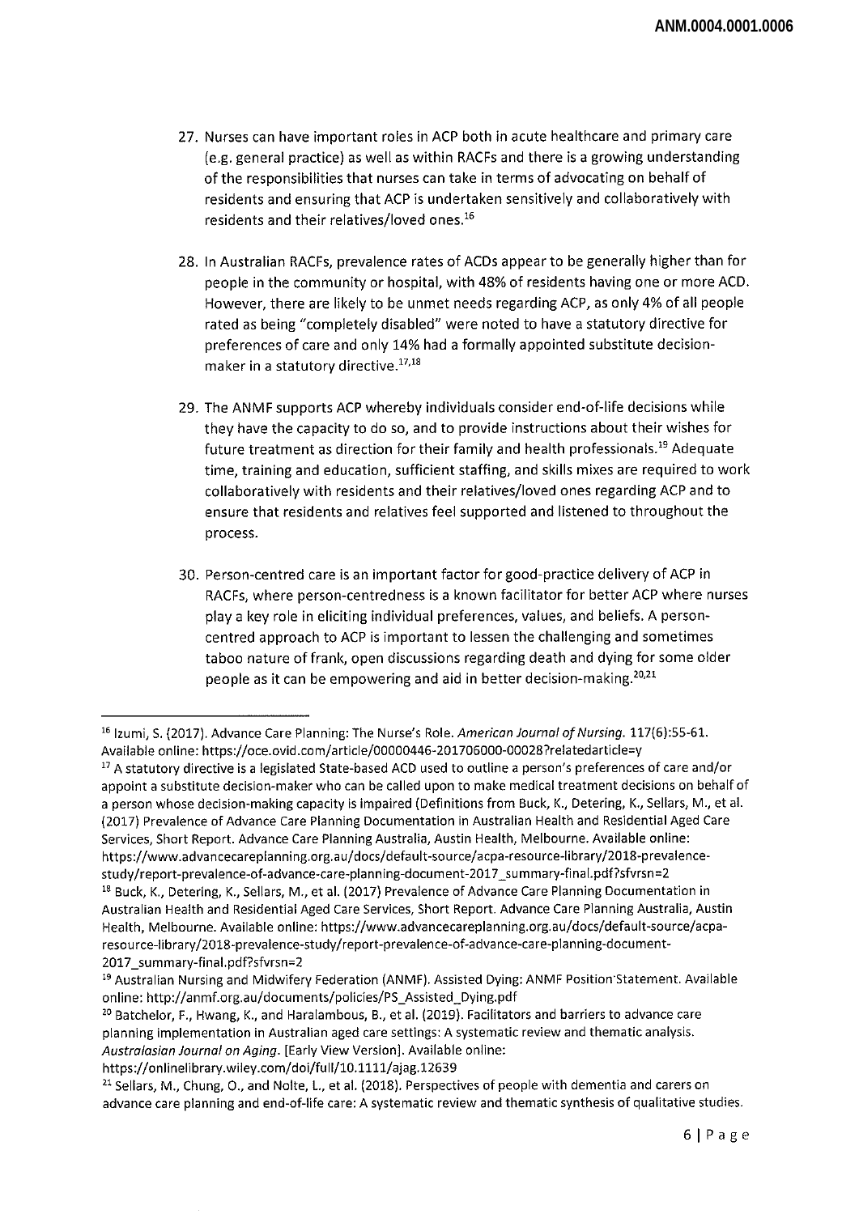27. Nurses can have important roles in ACP both in acute healthcare and primary care (e.g. general practice) as well as within RACFs and there is a growing understanding of the responsibilities that nurses can take in terms of advocating on behalf of residents and ensuring that ACP is undertaken sensitively and collaboratively with residents and their relatives/loved ones.[16]

28. In Australian RACFs, prevalence rates of ACDs appear to be generally higher than for people in the community or hospital, with 48% of residents having one or more ACD. However, there are likely to be unmet needs regarding ACP, as only 4% of all people rated as being "completely disabled" were noted to have a statutory directive for preferences of care and only 14% had a formally appointed substitute decision-maker in a statutory directive.[17,18]

29. The ANMF supports ACP whereby individuals consider end-of-life decisions while they have the capacity to do so, and to provide instructions about their wishes for future treatment as direction for their family and health professionals.[19] Adequate time, training and education, sufficient staffing, and skills mixes are required to work collaboratively with residents and their relatives/loved ones regarding ACP and to ensure that residents and relatives feel supported and listened to throughout the process.

30. Person-centred care is an important factor for good-practice delivery of ACP in RACFs, where person-centredness is a known facilitator for better ACP where nurses play a key role in eliciting individual preferences, values, and beliefs. A person-centred approach to ACP is important to lessen the challenging and sometimes taboo nature of frank, open discussions regarding death and dying for some older people as it can be empowering and aid in better decision-making.[20,21]

---

[16] Izumi, S. (2017). Advance Care Planning: The Nurse's Role. *American Journal of Nursing.* 117(6):55-61. Available online: https://oce.ovid.com/article/00000446-201706000-00028?relatedarticle=y

[17] A statutory directive is a legislated State-based ACD used to outline a person's preferences of care and/or appoint a substitute decision-maker who can be called upon to make medical treatment decisions on behalf of a person whose decision-making capacity is impaired (Definitions from Buck, K., Detering, K., Sellars, M., et al. (2017) Prevalence of Advance Care Planning Documentation in Australian Health and Residential Aged Care Services, Short Report. Advance Care Planning Australia, Austin Health, Melbourne. Available online: https://www.advancecareplanning.org.au/docs/default-source/acpa-resource-library/2018-prevalence-study/report-prevalence-of-advance-care-planning-document-2017_summary-final.pdf?sfvrsn=2

[18] Buck, K., Detering, K., Sellars, M., et al. (2017) Prevalence of Advance Care Planning Documentation in Australian Health and Residential Aged Care Services, Short Report. Advance Care Planning Australia, Austin Health, Melbourne. Available online: https://www.advancecareplanning.org.au/docs/default-source/acpa-resource-library/2018-prevalence-study/report-prevalence-of-advance-care-planning-document-2017_summary-final.pdf?sfvrsn=2

[19] Australian Nursing and Midwifery Federation (ANMF). Assisted Dying: ANMF Position Statement. Available online: http://anmf.org.au/documents/policies/PS_Assisted_Dying.pdf

[20] Batchelor, F., Hwang, K., and Haralambous, B., et al. (2019). Facilitators and barriers to advance care planning implementation in Australian aged care settings: A systematic review and thematic analysis. *Australasian Journal on Aging*. [Early View Version]. Available online: https://onlinelibrary.wiley.com/doi/full/10.1111/ajag.12639

[21] Sellars, M., Chung, O., and Nolte, L., et al. (2018). Perspectives of people with dementia and carers on advance care planning and end-of-life care: A systematic review and thematic synthesis of qualitative studies.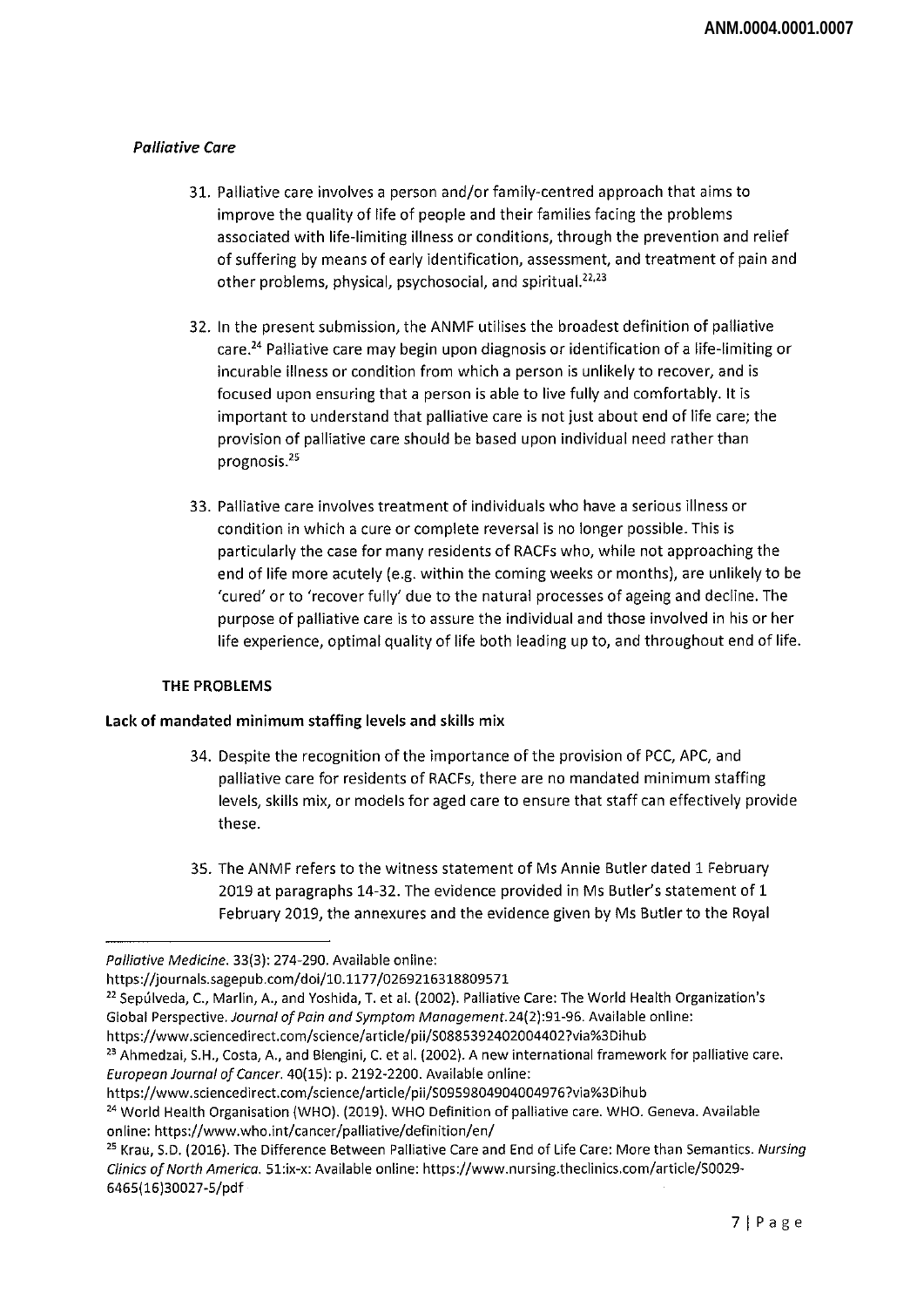*Palliative Care*

31. Palliative care involves a person and/or family-centred approach that aims to improve the quality of life of people and their families facing the problems associated with life-limiting illness or conditions, through the prevention and relief of suffering by means of early identification, assessment, and treatment of pain and other problems, physical, psychosocial, and spiritual.[22,23]

32. In the present submission, the ANMF utilises the broadest definition of palliative care.[24] Palliative care may begin upon diagnosis or identification of a life-limiting or incurable illness or condition from which a person is unlikely to recover, and is focused upon ensuring that a person is able to live fully and comfortably. It is important to understand that palliative care is not just about end of life care; the provision of palliative care should be based upon individual need rather than prognosis.[25]

33. Palliative care involves treatment of individuals who have a serious illness or condition in which a cure or complete reversal is no longer possible. This is particularly the case for many residents of RACFs who, while not approaching the end of life more acutely (e.g. within the coming weeks or months), are unlikely to be 'cured' or to 'recover fully' due to the natural processes of ageing and decline. The purpose of palliative care is to assure the individual and those involved in his or her life experience, optimal quality of life both leading up to, and throughout end of life.

**THE PROBLEMS**

**Lack of mandated minimum staffing levels and skills mix**

34. Despite the recognition of the importance of the provision of PCC, APC, and palliative care for residents of RACFs, there are no mandated minimum staffing levels, skills mix, or models for aged care to ensure that staff can effectively provide these.

35. The ANMF refers to the witness statement of Ms Annie Butler dated 1 February 2019 at paragraphs 14-32. The evidence provided in Ms Butler's statement of 1 February 2019, the annexures and the evidence given by Ms Butler to the Royal

---

*Palliative Medicine*. 33(3): 274-290. Available online: https://journals.sagepub.com/doi/10.1177/0269216318809571

[22] Sepúlveda, C., Marlin, A., and Yoshida, T. et al. (2002). Palliative Care: The World Health Organization's Global Perspective. *Journal of Pain and Symptom Management*.24(2):91-96. Available online: https://www.sciencedirect.com/science/article/pii/S0885392402004402?via%3Dihub

[23] Ahmedzai, S.H., Costa, A., and Blengini, C. et al. (2002). A new international framework for palliative care. *European Journal of Cancer*. 40(15): p. 2192-2200. Available online: https://www.sciencedirect.com/science/article/pii/S0959804904004976?via%3Dihub

[24] World Health Organisation (WHO). (2019). WHO Definition of palliative care. WHO. Geneva. Available online: https://www.who.int/cancer/palliative/definition/en/

[25] Krau, S.D. (2016). The Difference Between Palliative Care and End of Life Care: More than Semantics. *Nursing Clinics of North America*. 51:ix-x: Available online: https://www.nursing.theclinics.com/article/S0029-6465(16)30027-5/pdf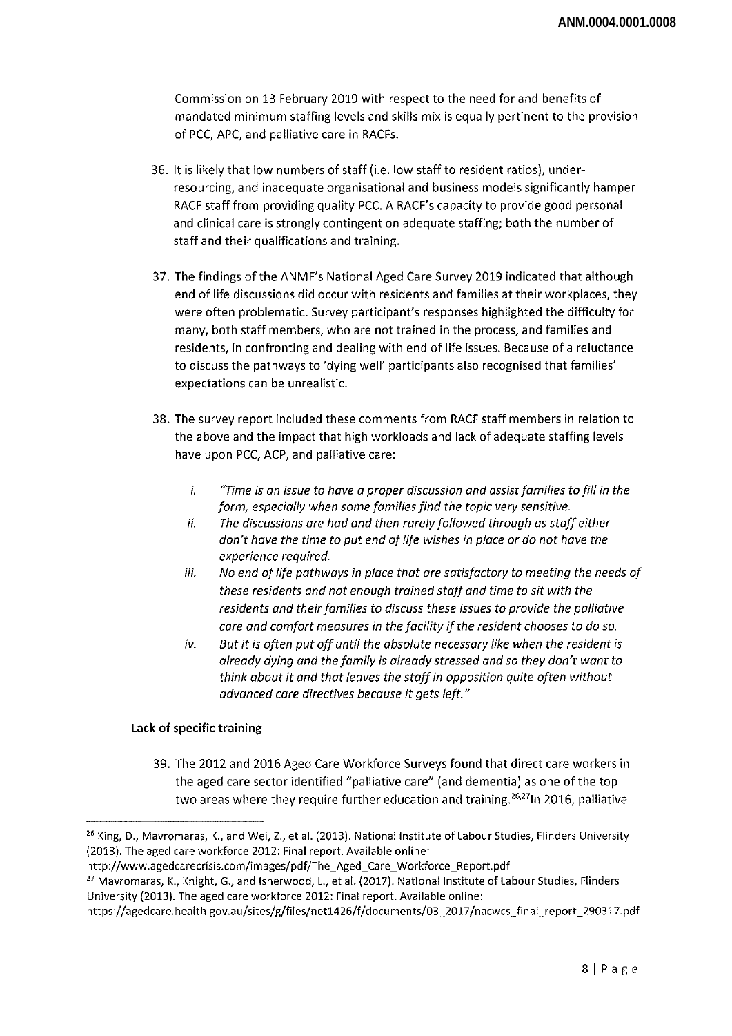Commission on 13 February 2019 with respect to the need for and benefits of mandated minimum staffing levels and skills mix is equally pertinent to the provision of PCC, APC, and palliative care in RACFs.

36. It is likely that low numbers of staff (i.e. low staff to resident ratios), under-resourcing, and inadequate organisational and business models significantly hamper RACF staff from providing quality PCC. A RACF's capacity to provide good personal and clinical care is strongly contingent on adequate staffing; both the number of staff and their qualifications and training.

37. The findings of the ANMF's National Aged Care Survey 2019 indicated that although end of life discussions did occur with residents and families at their workplaces, they were often problematic. Survey participant's responses highlighted the difficulty for many, both staff members, who are not trained in the process, and families and residents, in confronting and dealing with end of life issues. Because of a reluctance to discuss the pathways to 'dying well' participants also recognised that families' expectations can be unrealistic.

38. The survey report included these comments from RACF staff members in relation to the above and the impact that high workloads and lack of adequate staffing levels have upon PCC, ACP, and palliative care:

    i. *"Time is an issue to have a proper discussion and assist families to fill in the form, especially when some families find the topic very sensitive.*
    ii. *The discussions are had and then rarely followed through as staff either don't have the time to put end of life wishes in place or do not have the experience required.*
    iii. *No end of life pathways in place that are satisfactory to meeting the needs of these residents and not enough trained staff and time to sit with the residents and their families to discuss these issues to provide the palliative care and comfort measures in the facility if the resident chooses to do so.*
    iv. *But it is often put off until the absolute necessary like when the resident is already dying and the family is already stressed and so they don't want to think about it and that leaves the staff in opposition quite often without advanced care directives because it gets left."*

**Lack of specific training**

39. The 2012 and 2016 Aged Care Workforce Surveys found that direct care workers in the aged care sector identified "palliative care" (and dementia) as one of the top two areas where they require further education and training.[26,27] In 2016, palliative

---

[26] King, D., Mavromaras, K., and Wei, Z., et al. (2013). National Institute of Labour Studies, Flinders University (2013). The aged care workforce 2012: Final report. Available online: http://www.agedcarecrisis.com/images/pdf/The_Aged_Care_Workforce_Report.pdf

[27] Mavromaras, K., Knight, G., and Isherwood, L., et al. (2017). National Institute of Labour Studies, Flinders University (2013). The aged care workforce 2012: Final report. Available online: https://agedcare.health.gov.au/sites/g/files/net1426/f/documents/03_2017/nacwcs_final_report_290317.pdf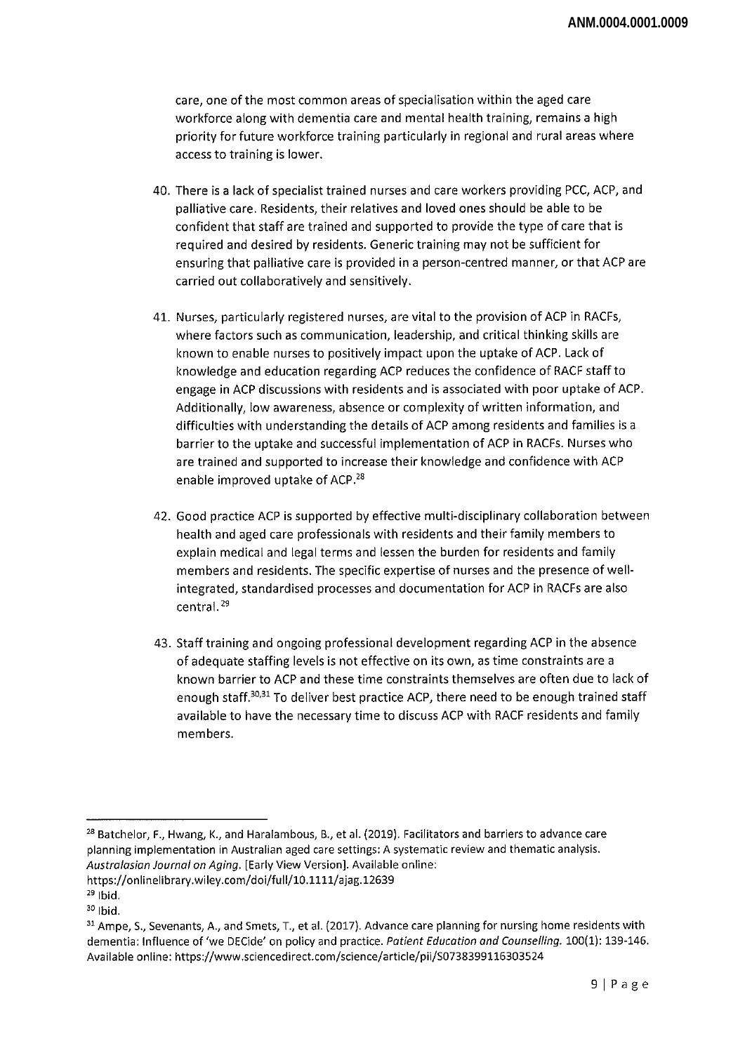care, one of the most common areas of specialisation within the aged care workforce along with dementia care and mental health training, remains a high priority for future workforce training particularly in regional and rural areas where access to training is lower.

40. There is a lack of specialist trained nurses and care workers providing PCC, ACP, and palliative care. Residents, their relatives and loved ones should be able to be confident that staff are trained and supported to provide the type of care that is required and desired by residents. Generic training may not be sufficient for ensuring that palliative care is provided in a person-centred manner, or that ACP are carried out collaboratively and sensitively.

41. Nurses, particularly registered nurses, are vital to the provision of ACP in RACFs, where factors such as communication, leadership, and critical thinking skills are known to enable nurses to positively impact upon the uptake of ACP. Lack of knowledge and education regarding ACP reduces the confidence of RACF staff to engage in ACP discussions with residents and is associated with poor uptake of ACP. Additionally, low awareness, absence or complexity of written information, and difficulties with understanding the details of ACP among residents and families is a barrier to the uptake and successful implementation of ACP in RACFs. Nurses who are trained and supported to increase their knowledge and confidence with ACP enable improved uptake of ACP.[28]

42. Good practice ACP is supported by effective multi-disciplinary collaboration between health and aged care professionals with residents and their family members to explain medical and legal terms and lessen the burden for residents and family members and residents. The specific expertise of nurses and the presence of well-integrated, standardised processes and documentation for ACP in RACFs are also central.[29]

43. Staff training and ongoing professional development regarding ACP in the absence of adequate staffing levels is not effective on its own, as time constraints are a known barrier to ACP and these time constraints themselves are often due to lack of enough staff.[30,31] To deliver best practice ACP, there need to be enough trained staff available to have the necessary time to discuss ACP with RACF residents and family members.

---

[28] Batchelor, F., Hwang, K., and Haralambous, B., et al. (2019). Facilitators and barriers to advance care planning implementation in Australian aged care settings: A systematic review and thematic analysis. *Australasian Journal on Aging*. [Early View Version]. Available online: https://onlinelibrary.wiley.com/doi/full/10.1111/ajag.12639

[29] Ibid.

[30] Ibid.

[31] Ampe, S., Sevenants, A., and Smets, T., et al. (2017). Advance care planning for nursing home residents with dementia: Influence of 'we DECide' on policy and practice. *Patient Education and Counselling*. 100(1): 139-146. Available online: https://www.sciencedirect.com/science/article/pii/S0738399116303524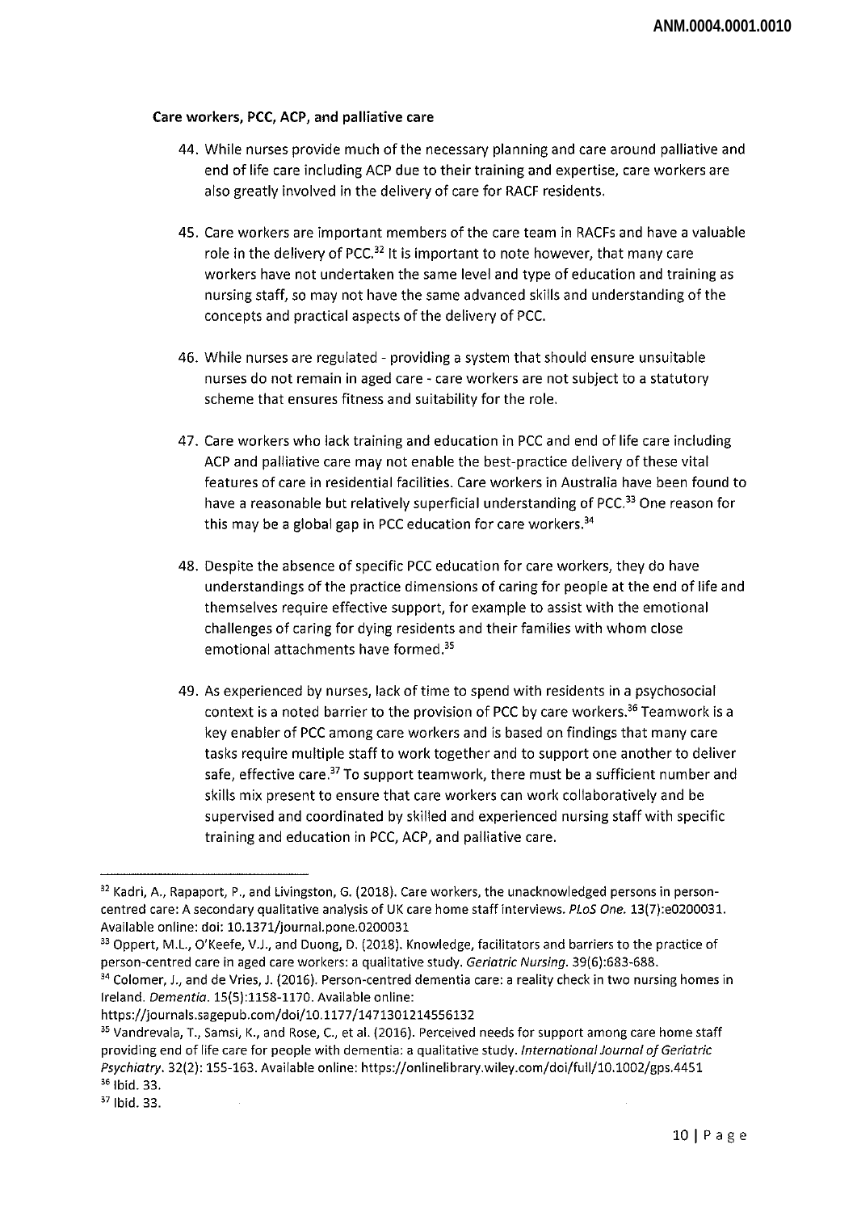**Care workers, PCC, ACP, and palliative care**

44. While nurses provide much of the necessary planning and care around palliative and end of life care including ACP due to their training and expertise, care workers are also greatly involved in the delivery of care for RACF residents.

45. Care workers are important members of the care team in RACFs and have a valuable role in the delivery of PCC.[32] It is important to note however, that many care workers have not undertaken the same level and type of education and training as nursing staff, so may not have the same advanced skills and understanding of the concepts and practical aspects of the delivery of PCC.

46. While nurses are regulated - providing a system that should ensure unsuitable nurses do not remain in aged care - care workers are not subject to a statutory scheme that ensures fitness and suitability for the role.

47. Care workers who lack training and education in PCC and end of life care including ACP and palliative care may not enable the best-practice delivery of these vital features of care in residential facilities. Care workers in Australia have been found to have a reasonable but relatively superficial understanding of PCC.[33] One reason for this may be a global gap in PCC education for care workers.[34]

48. Despite the absence of specific PCC education for care workers, they do have understandings of the practice dimensions of caring for people at the end of life and themselves require effective support, for example to assist with the emotional challenges of caring for dying residents and their families with whom close emotional attachments have formed.[35]

49. As experienced by nurses, lack of time to spend with residents in a psychosocial context is a noted barrier to the provision of PCC by care workers.[36] Teamwork is a key enabler of PCC among care workers and is based on findings that many care tasks require multiple staff to work together and to support one another to deliver safe, effective care.[37] To support teamwork, there must be a sufficient number and skills mix present to ensure that care workers can work collaboratively and be supervised and coordinated by skilled and experienced nursing staff with specific training and education in PCC, ACP, and palliative care.

---

[32] Kadri, A., Rapaport, P., and Livingston, G. (2018). Care workers, the unacknowledged persons in person-centred care: A secondary qualitative analysis of UK care home staff interviews. *PLoS One.* 13(7):e0200031. Available online: doi: 10.1371/journal.pone.0200031

[33] Oppert, M.L., O'Keefe, V.J., and Duong, D. (2018). Knowledge, facilitators and barriers to the practice of person-centred care in aged care workers: a qualitative study. *Geriatric Nursing.* 39(6):683-688.

[34] Colomer, J., and de Vries, J. (2016). Person-centred dementia care: a reality check in two nursing homes in Ireland. *Dementia.* 15(5):1158-1170. Available online: https://journals.sagepub.com/doi/10.1177/1471301214556132

[35] Vandrevala, T., Samsi, K., and Rose, C., et al. (2016). Perceived needs for support among care home staff providing end of life care for people with dementia: a qualitative study. *International Journal of Geriatric Psychiatry.* 32(2): 155-163. Available online: https://onlinelibrary.wiley.com/doi/full/10.1002/gps.4451

[36] Ibid. 33.

[37] Ibid. 33.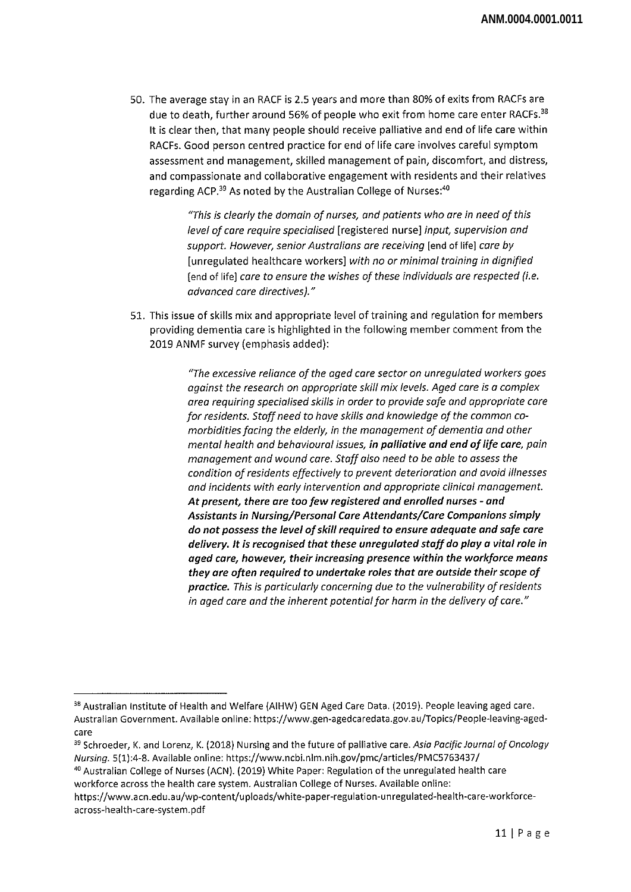50. The average stay in an RACF is 2.5 years and more than 80% of exits from RACFs are due to death, further around 56% of people who exit from home care enter RACFs.[38] It is clear then, that many people should receive palliative and end of life care within RACFs. Good person centred practice for end of life care involves careful symptom assessment and management, skilled management of pain, discomfort, and distress, and compassionate and collaborative engagement with residents and their relatives regarding ACP.[39] As noted by the Australian College of Nurses:[40]

> *"This is clearly the domain of nurses, and patients who are in need of this level of care require specialised* [registered nurse] *input, supervision and support. However, senior Australians are receiving* [end of life] *care by* [unregulated healthcare workers] *with no or minimal training in dignified* [end of life] *care to ensure the wishes of these individuals are respected (i.e. advanced care directives)."*

51. This issue of skills mix and appropriate level of training and regulation for members providing dementia care is highlighted in the following member comment from the 2019 ANMF survey (emphasis added):

> *"The excessive reliance of the aged care sector on unregulated workers goes against the research on appropriate skill mix levels. Aged care is a complex area requiring specialised skills in order to provide safe and appropriate care for residents. Staff need to have skills and knowledge of the common co-morbidities facing the elderly, in the management of dementia and other mental health and behavioural issues,* ***in palliative and end of life care****, pain management and wound care. Staff also need to be able to assess the condition of residents effectively to prevent deterioration and avoid illnesses and incidents with early intervention and appropriate clinical management.* ***At present, there are too few registered and enrolled nurses - and Assistants in Nursing/Personal Care Attendants/Care Companions simply do not possess the level of skill required to ensure adequate and safe care delivery. It is recognised that these unregulated staff do play a vital role in aged care, however, their increasing presence within the workforce means they are often required to undertake roles that are outside their scope of practice.*** *This is particularly concerning due to the vulnerability of residents in aged care and the inherent potential for harm in the delivery of care."*

---

[38] Australian Institute of Health and Welfare (AIHW) GEN Aged Care Data. (2019). People leaving aged care. Australian Government. Available online: https://www.gen-agedcaredata.gov.au/Topics/People-leaving-aged-care

[39] Schroeder, K. and Lorenz, K. (2018) Nursing and the future of palliative care. *Asia Pacific Journal of Oncology Nursing*. 5(1):4-8. Available online: https://www.ncbi.nlm.nih.gov/pmc/articles/PMC5763437/

[40] Australian College of Nurses (ACN). (2019) White Paper: Regulation of the unregulated health care workforce across the health care system. Australian College of Nurses. Available online: https://www.acn.edu.au/wp-content/uploads/white-paper-regulation-unregulated-health-care-workforce-across-health-care-system.pdf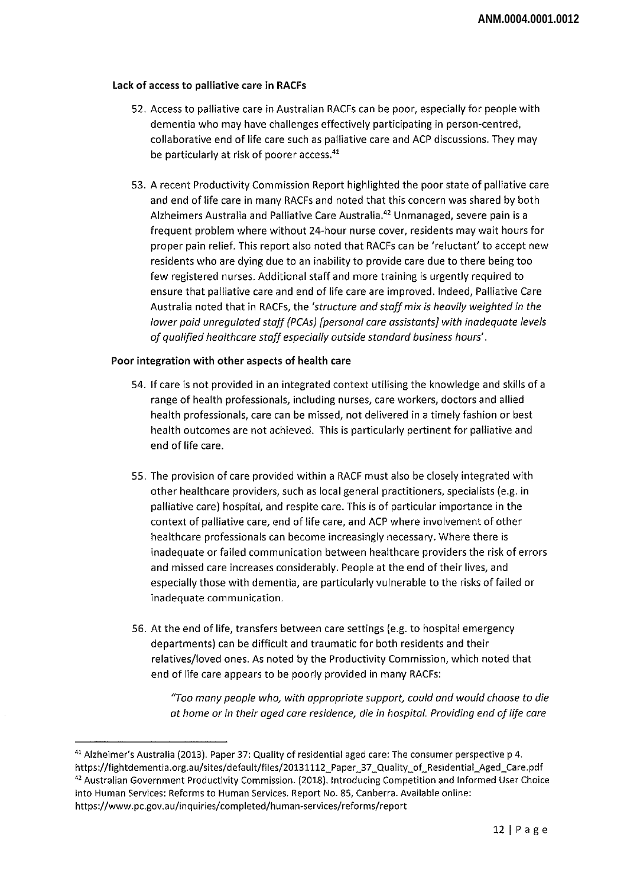### Lack of access to palliative care in RACFs

52. Access to palliative care in Australian RACFs can be poor, especially for people with dementia who may have challenges effectively participating in person-centred, collaborative end of life care such as palliative care and ACP discussions. They may be particularly at risk of poorer access.[41]

53. A recent Productivity Commission Report highlighted the poor state of palliative care and end of life care in many RACFs and noted that this concern was shared by both Alzheimers Australia and Palliative Care Australia.[42] Unmanaged, severe pain is a frequent problem where without 24-hour nurse cover, residents may wait hours for proper pain relief. This report also noted that RACFs can be 'reluctant' to accept new residents who are dying due to an inability to provide care due to there being too few registered nurses. Additional staff and more training is urgently required to ensure that palliative care and end of life care are improved. Indeed, Palliative Care Australia noted that in RACFs, the '*structure and staff mix is heavily weighted in the lower paid unregulated staff (PCAs) [personal care assistants] with inadequate levels of qualified healthcare staff especially outside standard business hours*'.

### Poor integration with other aspects of health care

54. If care is not provided in an integrated context utilising the knowledge and skills of a range of health professionals, including nurses, care workers, doctors and allied health professionals, care can be missed, not delivered in a timely fashion or best health outcomes are not achieved. This is particularly pertinent for palliative and end of life care.

55. The provision of care provided within a RACF must also be closely integrated with other healthcare providers, such as local general practitioners, specialists (e.g. in palliative care) hospital, and respite care. This is of particular importance in the context of palliative care, end of life care, and ACP where involvement of other healthcare professionals can become increasingly necessary. Where there is inadequate or failed communication between healthcare providers the risk of errors and missed care increases considerably. People at the end of their lives, and especially those with dementia, are particularly vulnerable to the risks of failed or inadequate communication.

56. At the end of life, transfers between care settings (e.g. to hospital emergency departments) can be difficult and traumatic for both residents and their relatives/loved ones. As noted by the Productivity Commission, which noted that end of life care appears to be poorly provided in many RACFs:

> *"Too many people who, with appropriate support, could and would choose to die at home or in their aged care residence, die in hospital. Providing end of life care*

---

[41] Alzheimer's Australia (2013). Paper 37: Quality of residential aged care: The consumer perspective p 4. https://fightdementia.org.au/sites/default/files/20131112_Paper_37_Quality_of_Residential_Aged_Care.pdf

[42] Australian Government Productivity Commission. (2018). Introducing Competition and Informed User Choice into Human Services: Reforms to Human Services. Report No. 85, Canberra. Available online: https://www.pc.gov.au/inquiries/completed/human-services/reforms/report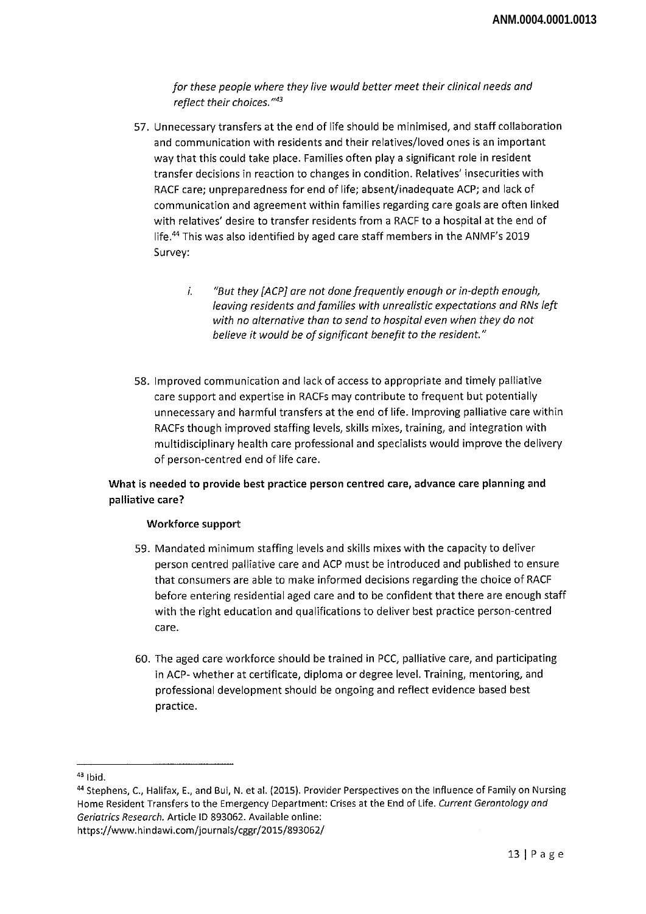*for these people where they live would better meet their clinical needs and reflect their choices."*[43]

57. Unnecessary transfers at the end of life should be minimised, and staff collaboration and communication with residents and their relatives/loved ones is an important way that this could take place. Families often play a significant role in resident transfer decisions in reaction to changes in condition. Relatives' insecurities with RACF care; unpreparedness for end of life; absent/inadequate ACP; and lack of communication and agreement within families regarding care goals are often linked with relatives' desire to transfer residents from a RACF to a hospital at the end of life.[44] This was also identified by aged care staff members in the ANMF's 2019 Survey:

    i. *"But they [ACP] are not done frequently enough or in-depth enough, leaving residents and families with unrealistic expectations and RNs left with no alternative than to send to hospital even when they do not believe it would be of significant benefit to the resident."*

58. Improved communication and lack of access to appropriate and timely palliative care support and expertise in RACFs may contribute to frequent but potentially unnecessary and harmful transfers at the end of life. Improving palliative care within RACFs though improved staffing levels, skills mixes, training, and integration with multidisciplinary health care professional and specialists would improve the delivery of person-centred end of life care.

**What is needed to provide best practice person centred care, advance care planning and palliative care?**

**Workforce support**

59. Mandated minimum staffing levels and skills mixes with the capacity to deliver person centred palliative care and ACP must be introduced and published to ensure that consumers are able to make informed decisions regarding the choice of RACF before entering residential aged care and to be confident that there are enough staff with the right education and qualifications to deliver best practice person-centred care.

60. The aged care workforce should be trained in PCC, palliative care, and participating in ACP- whether at certificate, diploma or degree level. Training, mentoring, and professional development should be ongoing and reflect evidence based best practice.

---

[43] Ibid.

[44] Stephens, C., Halifax, E., and Bui, N. et al. (2015). Provider Perspectives on the Influence of Family on Nursing Home Resident Transfers to the Emergency Department: Crises at the End of Life. *Current Gerontology and Geriatrics Research.* Article ID 893062. Available online: https://www.hindawi.com/journals/cggr/2015/893062/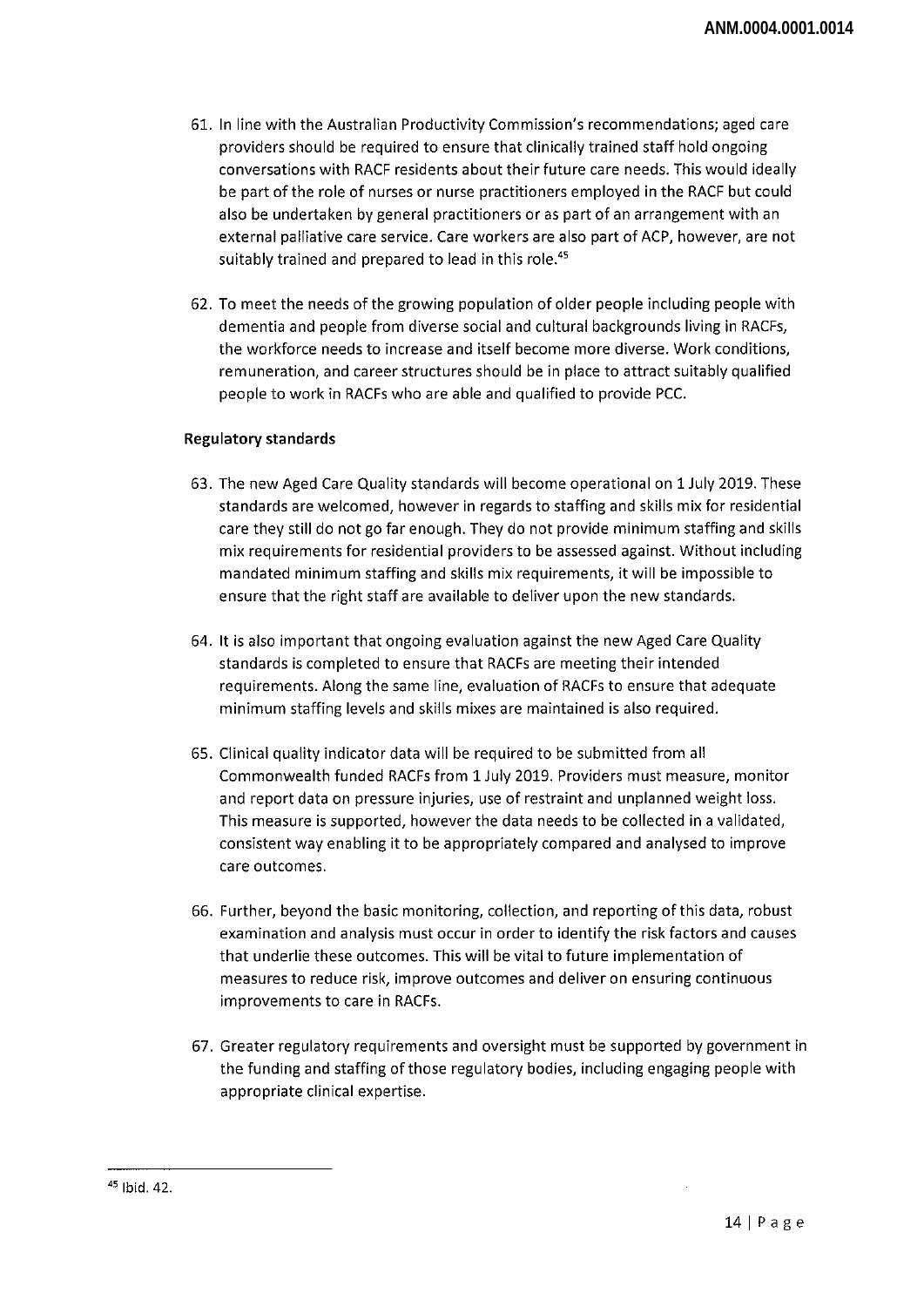61. In line with the Australian Productivity Commission's recommendations; aged care providers should be required to ensure that clinically trained staff hold ongoing conversations with RACF residents about their future care needs. This would ideally be part of the role of nurses or nurse practitioners employed in the RACF but could also be undertaken by general practitioners or as part of an arrangement with an external palliative care service. Care workers are also part of ACP, however, are not suitably trained and prepared to lead in this role.[45]

62. To meet the needs of the growing population of older people including people with dementia and people from diverse social and cultural backgrounds living in RACFs, the workforce needs to increase and itself become more diverse. Work conditions, remuneration, and career structures should be in place to attract suitably qualified people to work in RACFs who are able and qualified to provide PCC.

**Regulatory standards**

63. The new Aged Care Quality standards will become operational on 1 July 2019. These standards are welcomed, however in regards to staffing and skills mix for residential care they still do not go far enough. They do not provide minimum staffing and skills mix requirements for residential providers to be assessed against. Without including mandated minimum staffing and skills mix requirements, it will be impossible to ensure that the right staff are available to deliver upon the new standards.

64. It is also important that ongoing evaluation against the new Aged Care Quality standards is completed to ensure that RACFs are meeting their intended requirements. Along the same line, evaluation of RACFs to ensure that adequate minimum staffing levels and skills mixes are maintained is also required.

65. Clinical quality indicator data will be required to be submitted from all Commonwealth funded RACFs from 1 July 2019. Providers must measure, monitor and report data on pressure injuries, use of restraint and unplanned weight loss. This measure is supported, however the data needs to be collected in a validated, consistent way enabling it to be appropriately compared and analysed to improve care outcomes.

66. Further, beyond the basic monitoring, collection, and reporting of this data, robust examination and analysis must occur in order to identify the risk factors and causes that underlie these outcomes. This will be vital to future implementation of measures to reduce risk, improve outcomes and deliver on ensuring continuous improvements to care in RACFs.

67. Greater regulatory requirements and oversight must be supported by government in the funding and staffing of those regulatory bodies, including engaging people with appropriate clinical expertise.

---

[45] Ibid. 42.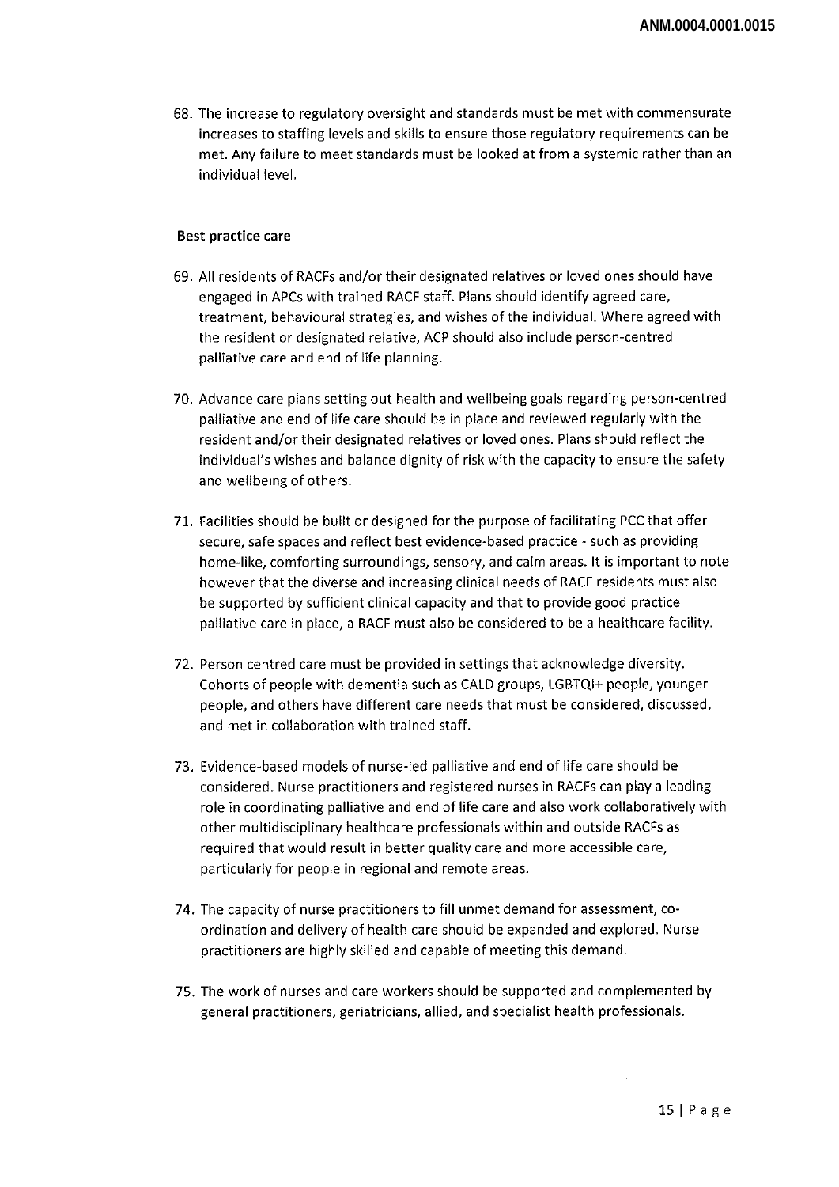68. The increase to regulatory oversight and standards must be met with commensurate increases to staffing levels and skills to ensure those regulatory requirements can be met. Any failure to meet standards must be looked at from a systemic rather than an individual level.

**Best practice care**

69. All residents of RACFs and/or their designated relatives or loved ones should have engaged in APCs with trained RACF staff. Plans should identify agreed care, treatment, behavioural strategies, and wishes of the individual. Where agreed with the resident or designated relative, ACP should also include person-centred palliative care and end of life planning.

70. Advance care plans setting out health and wellbeing goals regarding person-centred palliative and end of life care should be in place and reviewed regularly with the resident and/or their designated relatives or loved ones. Plans should reflect the individual's wishes and balance dignity of risk with the capacity to ensure the safety and wellbeing of others.

71. Facilities should be built or designed for the purpose of facilitating PCC that offer secure, safe spaces and reflect best evidence-based practice - such as providing home-like, comforting surroundings, sensory, and calm areas. It is important to note however that the diverse and increasing clinical needs of RACF residents must also be supported by sufficient clinical capacity and that to provide good practice palliative care in place, a RACF must also be considered to be a healthcare facility.

72. Person centred care must be provided in settings that acknowledge diversity. Cohorts of people with dementia such as CALD groups, LGBTQI+ people, younger people, and others have different care needs that must be considered, discussed, and met in collaboration with trained staff.

73. Evidence-based models of nurse-led palliative and end of life care should be considered. Nurse practitioners and registered nurses in RACFs can play a leading role in coordinating palliative and end of life care and also work collaboratively with other multidisciplinary healthcare professionals within and outside RACFs as required that would result in better quality care and more accessible care, particularly for people in regional and remote areas.

74. The capacity of nurse practitioners to fill unmet demand for assessment, co-ordination and delivery of health care should be expanded and explored. Nurse practitioners are highly skilled and capable of meeting this demand.

75. The work of nurses and care workers should be supported and complemented by general practitioners, geriatricians, allied, and specialist health professionals.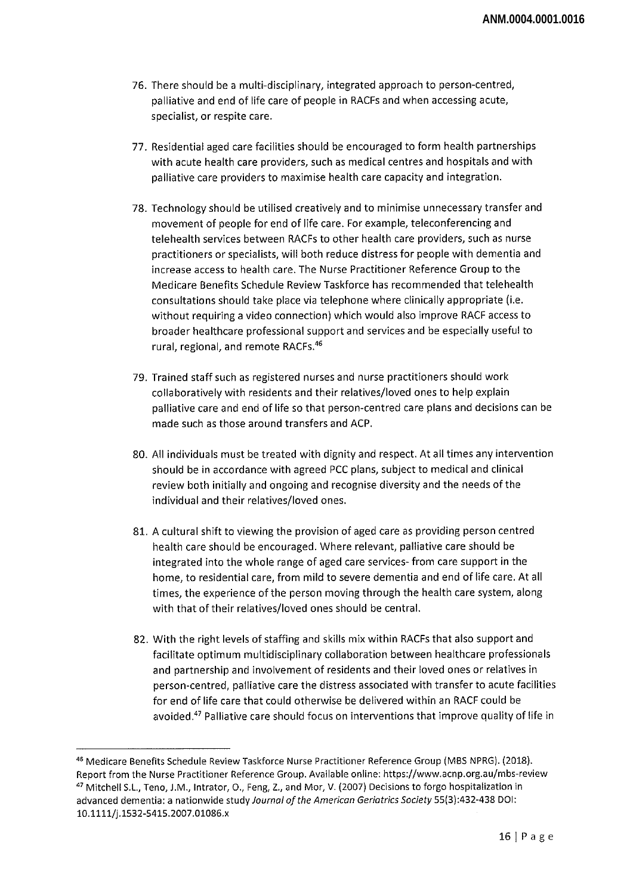76. There should be a multi-disciplinary, integrated approach to person-centred, palliative and end of life care of people in RACFs and when accessing acute, specialist, or respite care.

77. Residential aged care facilities should be encouraged to form health partnerships with acute health care providers, such as medical centres and hospitals and with palliative care providers to maximise health care capacity and integration.

78. Technology should be utilised creatively and to minimise unnecessary transfer and movement of people for end of life care. For example, teleconferencing and telehealth services between RACFs to other health care providers, such as nurse practitioners or specialists, will both reduce distress for people with dementia and increase access to health care. The Nurse Practitioner Reference Group to the Medicare Benefits Schedule Review Taskforce has recommended that telehealth consultations should take place via telephone where clinically appropriate (i.e. without requiring a video connection) which would also improve RACF access to broader healthcare professional support and services and be especially useful to rural, regional, and remote RACFs.[46]

79. Trained staff such as registered nurses and nurse practitioners should work collaboratively with residents and their relatives/loved ones to help explain palliative care and end of life so that person-centred care plans and decisions can be made such as those around transfers and ACP.

80. All individuals must be treated with dignity and respect. At all times any intervention should be in accordance with agreed PCC plans, subject to medical and clinical review both initially and ongoing and recognise diversity and the needs of the individual and their relatives/loved ones.

81. A cultural shift to viewing the provision of aged care as providing person centred health care should be encouraged. Where relevant, palliative care should be integrated into the whole range of aged care services- from care support in the home, to residential care, from mild to severe dementia and end of life care. At all times, the experience of the person moving through the health care system, along with that of their relatives/loved ones should be central.

82. With the right levels of staffing and skills mix within RACFs that also support and facilitate optimum multidisciplinary collaboration between healthcare professionals and partnership and involvement of residents and their loved ones or relatives in person-centred, palliative care the distress associated with transfer to acute facilities for end of life care that could otherwise be delivered within an RACF could be avoided.[47] Palliative care should focus on interventions that improve quality of life in

---

[46] Medicare Benefits Schedule Review Taskforce Nurse Practitioner Reference Group (MBS NPRG). (2018). Report from the Nurse Practitioner Reference Group. Available online: https://www.acnp.org.au/mbs-review

[47] Mitchell S.L., Teno, J.M., Intrator, O., Feng, Z., and Mor, V. (2007) Decisions to forgo hospitalization in advanced dementia: a nationwide study *Journal of the American Geriatrics Society* 55(3):432-438 DOI: 10.1111/j.1532-5415.2007.01086.x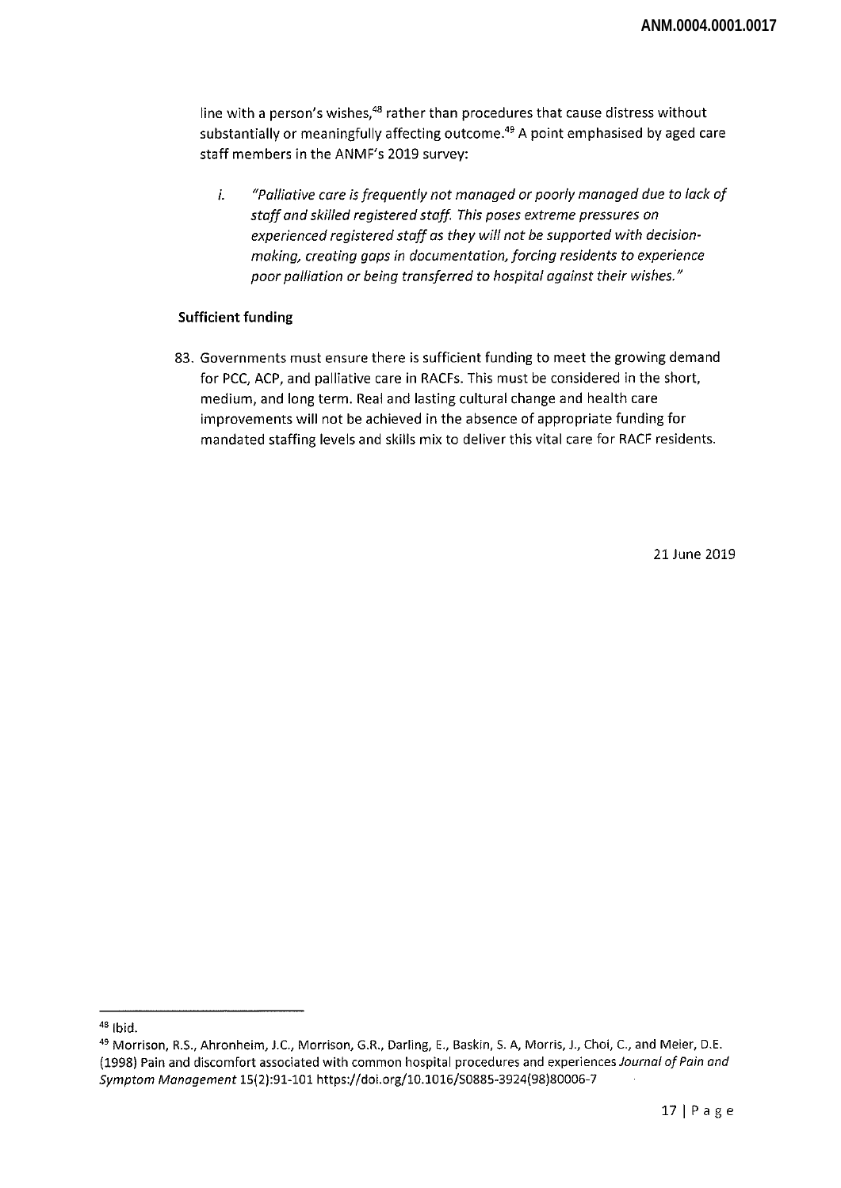line with a person's wishes,[48] rather than procedures that cause distress without substantially or meaningfully affecting outcome.[49] A point emphasised by aged care staff members in the ANMF's 2019 survey:

i. *"Palliative care is frequently not managed or poorly managed due to lack of staff and skilled registered staff. This poses extreme pressures on experienced registered staff as they will not be supported with decision-making, creating gaps in documentation, forcing residents to experience poor palliation or being transferred to hospital against their wishes."*

**Sufficient funding**

83. Governments must ensure there is sufficient funding to meet the growing demand for PCC, ACP, and palliative care in RACFs. This must be considered in the short, medium, and long term. Real and lasting cultural change and health care improvements will not be achieved in the absence of appropriate funding for mandated staffing levels and skills mix to deliver this vital care for RACF residents.

21 June 2019

---

[48] Ibid.

[49] Morrison, R.S., Ahronheim, J.C., Morrison, G.R., Darling, E., Baskin, S. A, Morris, J., Choi, C., and Meier, D.E. (1998) Pain and discomfort associated with common hospital procedures and experiences *Journal of Pain and Symptom Management* 15(2):91-101 https://doi.org/10.1016/S0885-3924(98)80006-7